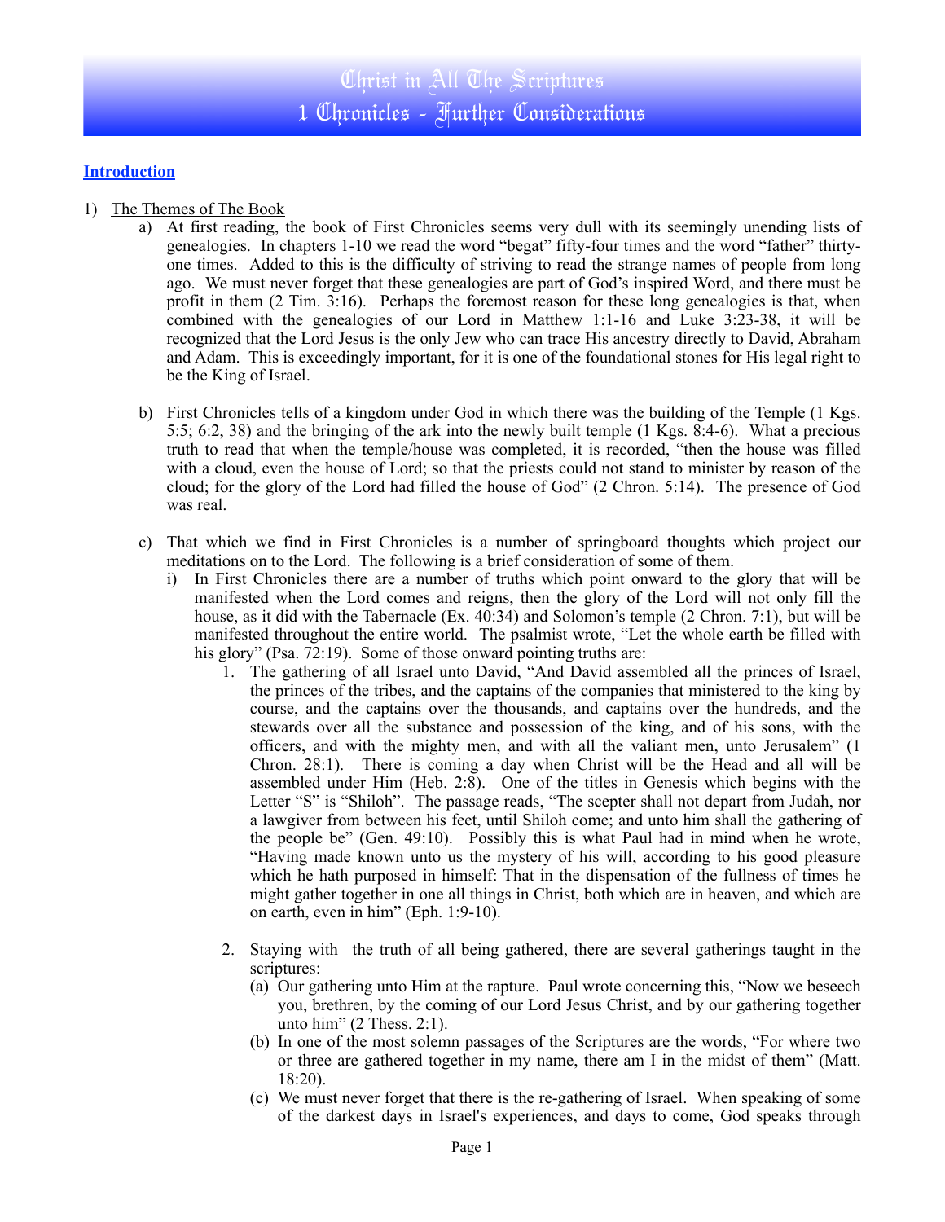# Christ in All The Scriptures
# 1 Chronicles - Further Considerations

## Introduction

1) The Themes of The Book

   a) At first reading, the book of First Chronicles seems very dull with its seemingly unending lists of genealogies. In chapters 1-10 we read the word "begat" fifty-four times and the word "father" thirty-one times. Added to this is the difficulty of striving to read the strange names of people from long ago. We must never forget that these genealogies are part of God's inspired Word, and there must be profit in them (2 Tim. 3:16). Perhaps the foremost reason for these long genealogies is that, when combined with the genealogies of our Lord in Matthew 1:1-16 and Luke 3:23-38, it will be recognized that the Lord Jesus is the only Jew who can trace His ancestry directly to David, Abraham and Adam. This is exceedingly important, for it is one of the foundational stones for His legal right to be the King of Israel.

   b) First Chronicles tells of a kingdom under God in which there was the building of the Temple (1 Kgs. 5:5; 6:2, 38) and the bringing of the ark into the newly built temple (1 Kgs. 8:4-6). What a precious truth to read that when the temple/house was completed, it is recorded, "then the house was filled with a cloud, even the house of Lord; so that the priests could not stand to minister by reason of the cloud; for the glory of the Lord had filled the house of God" (2 Chron. 5:14). The presence of God was real.

   c) That which we find in First Chronicles is a number of springboard thoughts which project our meditations on to the Lord. The following is a brief consideration of some of them.

      i) In First Chronicles there are a number of truths which point onward to the glory that will be manifested when the Lord comes and reigns, then the glory of the Lord will not only fill the house, as it did with the Tabernacle (Ex. 40:34) and Solomon's temple (2 Chron. 7:1), but will be manifested throughout the entire world. The psalmist wrote, "Let the whole earth be filled with his glory" (Psa. 72:19). Some of those onward pointing truths are:

         1. The gathering of all Israel unto David, "And David assembled all the princes of Israel, the princes of the tribes, and the captains of the companies that ministered to the king by course, and the captains over the thousands, and captains over the hundreds, and the stewards over all the substance and possession of the king, and of his sons, with the officers, and with the mighty men, and with all the valiant men, unto Jerusalem" (1 Chron. 28:1). There is coming a day when Christ will be the Head and all will be assembled under Him (Heb. 2:8). One of the titles in Genesis which begins with the Letter "S" is "Shiloh". The passage reads, "The scepter shall not depart from Judah, nor a lawgiver from between his feet, until Shiloh come; and unto him shall the gathering of the people be" (Gen. 49:10). Possibly this is what Paul had in mind when he wrote, "Having made known unto us the mystery of his will, according to his good pleasure which he hath purposed in himself: That in the dispensation of the fullness of times he might gather together in one all things in Christ, both which are in heaven, and which are on earth, even in him" (Eph. 1:9-10).

         2. Staying with the truth of all being gathered, there are several gatherings taught in the scriptures:

            (a) Our gathering unto Him at the rapture. Paul wrote concerning this, "Now we beseech you, brethren, by the coming of our Lord Jesus Christ, and by our gathering together unto him" (2 Thess. 2:1).

            (b) In one of the most solemn passages of the Scriptures are the words, "For where two or three are gathered together in my name, there am I in the midst of them" (Matt. 18:20).

            (c) We must never forget that there is the re-gathering of Israel. When speaking of some of the darkest days in Israel's experiences, and days to come, God speaks through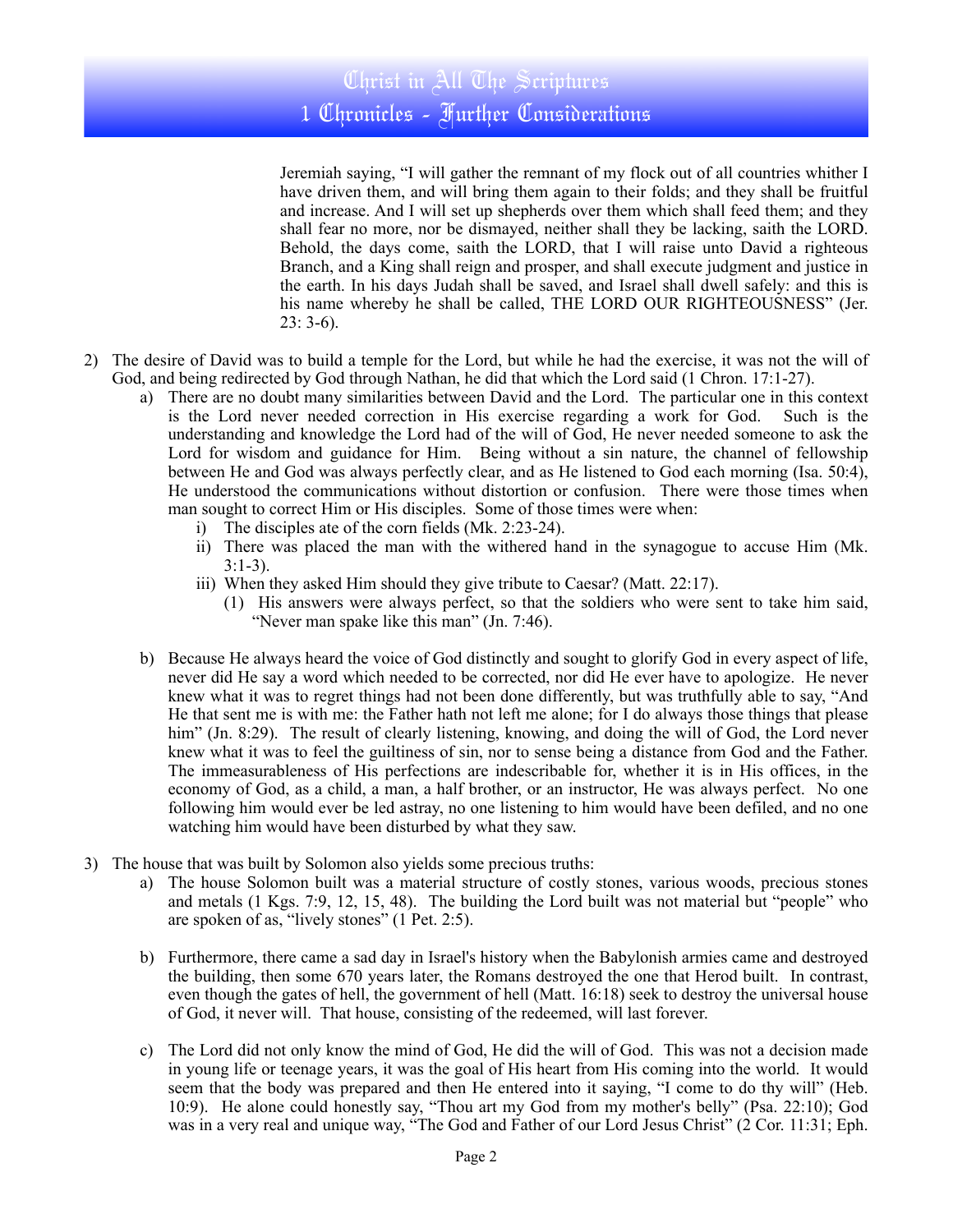Jeremiah saying, "I will gather the remnant of my flock out of all countries whither I have driven them, and will bring them again to their folds; and they shall be fruitful and increase. And I will set up shepherds over them which shall feed them; and they shall fear no more, nor be dismayed, neither shall they be lacking, saith the LORD. Behold, the days come, saith the LORD, that I will raise unto David a righteous Branch, and a King shall reign and prosper, and shall execute judgment and justice in the earth. In his days Judah shall be saved, and Israel shall dwell safely: and this is his name whereby he shall be called, THE LORD OUR RIGHTEOUSNESS" (Jer. 23: 3-6).

2) The desire of David was to build a temple for the Lord, but while he had the exercise, it was not the will of God, and being redirected by God through Nathan, he did that which the Lord said (1 Chron. 17:1-27).
   a) There are no doubt many similarities between David and the Lord. The particular one in this context is the Lord never needed correction in His exercise regarding a work for God. Such is the understanding and knowledge the Lord had of the will of God, He never needed someone to ask the Lord for wisdom and guidance for Him. Being without a sin nature, the channel of fellowship between He and God was always perfectly clear, and as He listened to God each morning (Isa. 50:4), He understood the communications without distortion or confusion. There were those times when man sought to correct Him or His disciples. Some of those times were when:
      i) The disciples ate of the corn fields (Mk. 2:23-24).
      ii) There was placed the man with the withered hand in the synagogue to accuse Him (Mk. 3:1-3).
      iii) When they asked Him should they give tribute to Caesar? (Matt. 22:17).
         (1) His answers were always perfect, so that the soldiers who were sent to take him said, "Never man spake like this man" (Jn. 7:46).

   b) Because He always heard the voice of God distinctly and sought to glorify God in every aspect of life, never did He say a word which needed to be corrected, nor did He ever have to apologize. He never knew what it was to regret things had not been done differently, but was truthfully able to say, "And He that sent me is with me: the Father hath not left me alone; for I do always those things that please him" (Jn. 8:29). The result of clearly listening, knowing, and doing the will of God, the Lord never knew what it was to feel the guiltiness of sin, nor to sense being a distance from God and the Father. The immeasurableness of His perfections are indescribable for, whether it is in His offices, in the economy of God, as a child, a man, a half brother, or an instructor, He was always perfect. No one following him would ever be led astray, no one listening to him would have been defiled, and no one watching him would have been disturbed by what they saw.

3) The house that was built by Solomon also yields some precious truths:
   a) The house Solomon built was a material structure of costly stones, various woods, precious stones and metals (1 Kgs. 7:9, 12, 15, 48). The building the Lord built was not material but "people" who are spoken of as, "lively stones" (1 Pet. 2:5).

   b) Furthermore, there came a sad day in Israel's history when the Babylonish armies came and destroyed the building, then some 670 years later, the Romans destroyed the one that Herod built. In contrast, even though the gates of hell, the government of hell (Matt. 16:18) seek to destroy the universal house of God, it never will. That house, consisting of the redeemed, will last forever.

   c) The Lord did not only know the mind of God, He did the will of God. This was not a decision made in young life or teenage years, it was the goal of His heart from His coming into the world. It would seem that the body was prepared and then He entered into it saying, "I come to do thy will" (Heb. 10:9). He alone could honestly say, "Thou art my God from my mother's belly" (Psa. 22:10); God was in a very real and unique way, "The God and Father of our Lord Jesus Christ" (2 Cor. 11:31; Eph.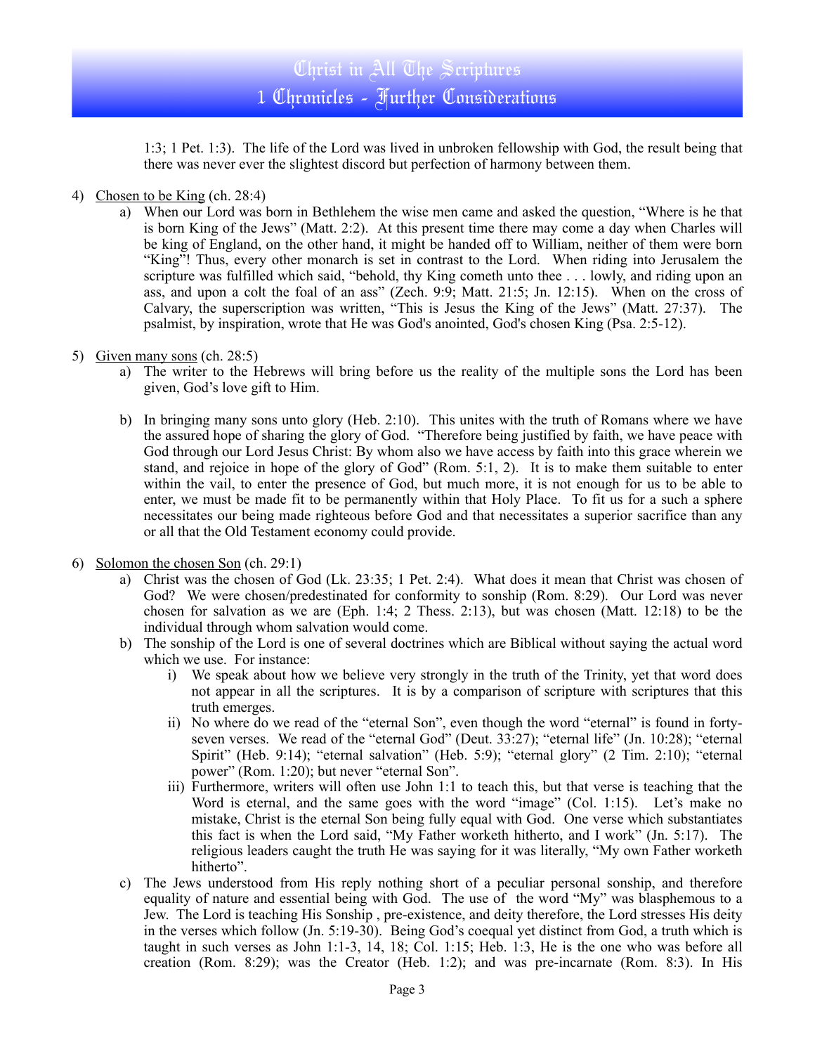1:3; 1 Pet. 1:3). The life of the Lord was lived in unbroken fellowship with God, the result being that there was never ever the slightest discord but perfection of harmony between them.

4) Chosen to be King (ch. 28:4)
   a) When our Lord was born in Bethlehem the wise men came and asked the question, "Where is he that is born King of the Jews" (Matt. 2:2). At this present time there may come a day when Charles will be king of England, on the other hand, it might be handed off to William, neither of them were born "King"! Thus, every other monarch is set in contrast to the Lord. When riding into Jerusalem the scripture was fulfilled which said, "behold, thy King cometh unto thee . . . lowly, and riding upon an ass, and upon a colt the foal of an ass" (Zech. 9:9; Matt. 21:5; Jn. 12:15). When on the cross of Calvary, the superscription was written, "This is Jesus the King of the Jews" (Matt. 27:37). The psalmist, by inspiration, wrote that He was God's anointed, God's chosen King (Psa. 2:5-12).

5) Given many sons (ch. 28:5)
   a) The writer to the Hebrews will bring before us the reality of the multiple sons the Lord has been given, God's love gift to Him.

   b) In bringing many sons unto glory (Heb. 2:10). This unites with the truth of Romans where we have the assured hope of sharing the glory of God. "Therefore being justified by faith, we have peace with God through our Lord Jesus Christ: By whom also we have access by faith into this grace wherein we stand, and rejoice in hope of the glory of God" (Rom. 5:1, 2). It is to make them suitable to enter within the vail, to enter the presence of God, but much more, it is not enough for us to be able to enter, we must be made fit to be permanently within that Holy Place. To fit us for a such a sphere necessitates our being made righteous before God and that necessitates a superior sacrifice than any or all that the Old Testament economy could provide.

6) Solomon the chosen Son (ch. 29:1)
   a) Christ was the chosen of God (Lk. 23:35; 1 Pet. 2:4). What does it mean that Christ was chosen of God? We were chosen/predestinated for conformity to sonship (Rom. 8:29). Our Lord was never chosen for salvation as we are (Eph. 1:4; 2 Thess. 2:13), but was chosen (Matt. 12:18) to be the individual through whom salvation would come.
   b) The sonship of the Lord is one of several doctrines which are Biblical without saying the actual word which we use. For instance:
      i) We speak about how we believe very strongly in the truth of the Trinity, yet that word does not appear in all the scriptures. It is by a comparison of scripture with scriptures that this truth emerges.
      ii) No where do we read of the "eternal Son", even though the word "eternal" is found in forty-seven verses. We read of the "eternal God" (Deut. 33:27); "eternal life" (Jn. 10:28); "eternal Spirit" (Heb. 9:14); "eternal salvation" (Heb. 5:9); "eternal glory" (2 Tim. 2:10); "eternal power" (Rom. 1:20); but never "eternal Son".
      iii) Furthermore, writers will often use John 1:1 to teach this, but that verse is teaching that the Word is eternal, and the same goes with the word "image" (Col. 1:15). Let's make no mistake, Christ is the eternal Son being fully equal with God. One verse which substantiates this fact is when the Lord said, "My Father worketh hitherto, and I work" (Jn. 5:17). The religious leaders caught the truth He was saying for it was literally, "My own Father worketh hitherto".
   c) The Jews understood from His reply nothing short of a peculiar personal sonship, and therefore equality of nature and essential being with God. The use of the word "My" was blasphemous to a Jew. The Lord is teaching His Sonship , pre-existence, and deity therefore, the Lord stresses His deity in the verses which follow (Jn. 5:19-30). Being God's coequal yet distinct from God, a truth which is taught in such verses as John 1:1-3, 14, 18; Col. 1:15; Heb. 1:3, He is the one who was before all creation (Rom. 8:29); was the Creator (Heb. 1:2); and was pre-incarnate (Rom. 8:3). In His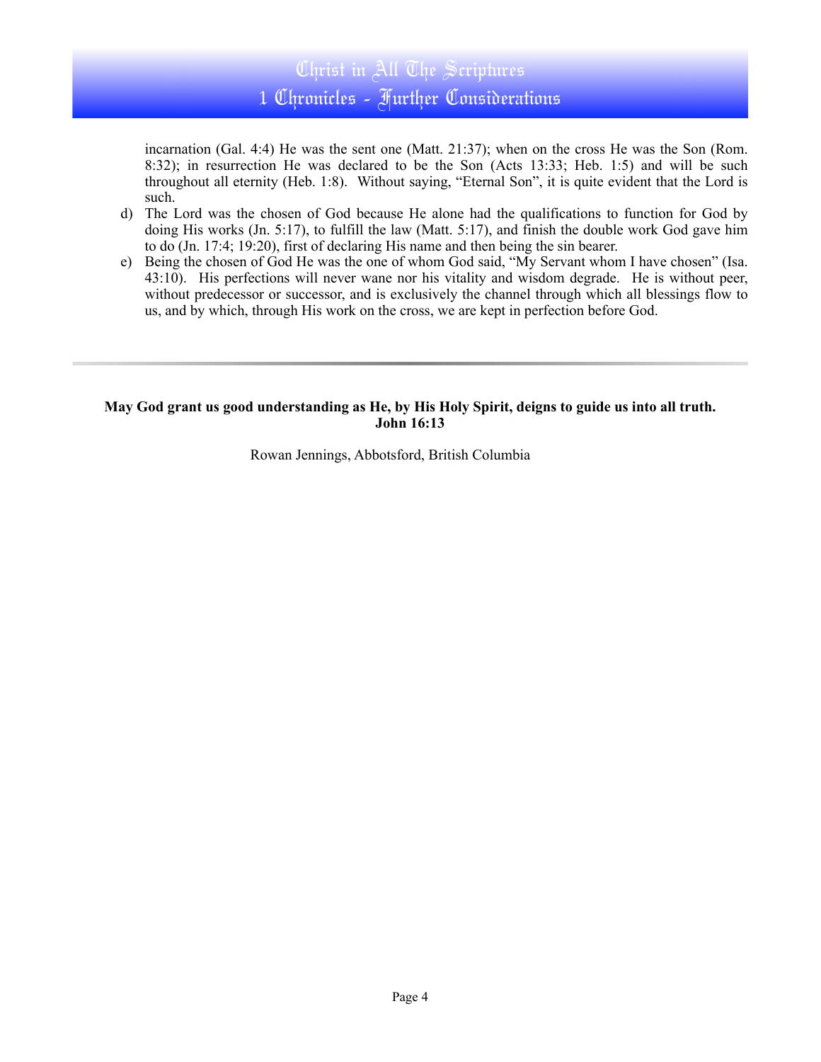incarnation (Gal. 4:4) He was the sent one (Matt. 21:37); when on the cross He was the Son (Rom. 8:32); in resurrection He was declared to be the Son (Acts 13:33; Heb. 1:5) and will be such throughout all eternity (Heb. 1:8). Without saying, "Eternal Son", it is quite evident that the Lord is such.

d) The Lord was the chosen of God because He alone had the qualifications to function for God by doing His works (Jn. 5:17), to fulfill the law (Matt. 5:17), and finish the double work God gave him to do (Jn. 17:4; 19:20), first of declaring His name and then being the sin bearer.

e) Being the chosen of God He was the one of whom God said, "My Servant whom I have chosen" (Isa. 43:10). His perfections will never wane nor his vitality and wisdom degrade. He is without peer, without predecessor or successor, and is exclusively the channel through which all blessings flow to us, and by which, through His work on the cross, we are kept in perfection before God.

---

**May God grant us good understanding as He, by His Holy Spirit, deigns to guide us into all truth. John 16:13**

Rowan Jennings, Abbotsford, British Columbia